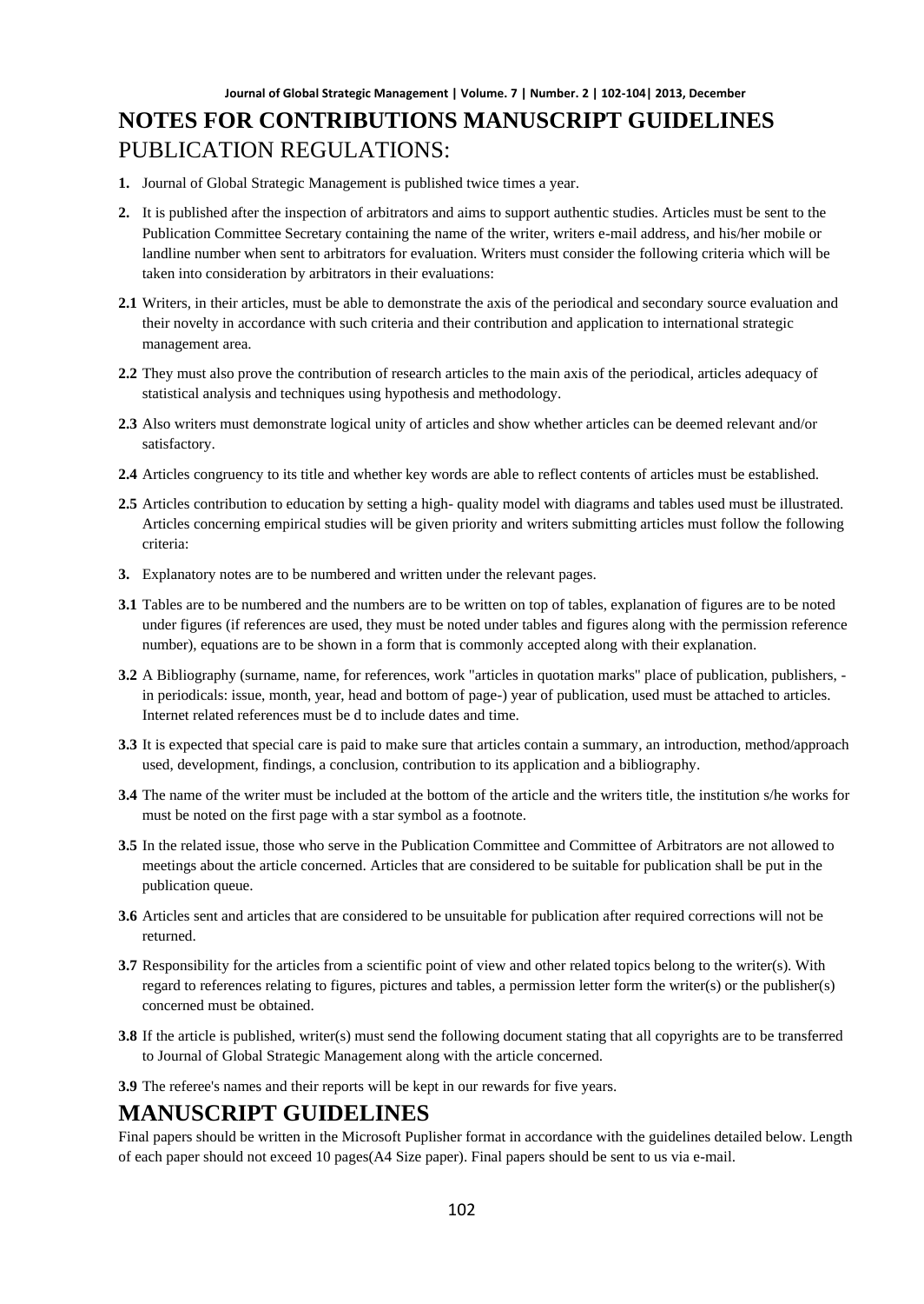# NOTES FOR CONTRIBUTIONS MANUSCRIPT GUIDELINES

## PUBLICATION REGULATIONS:

**1.** Journal of Global Strategic Management is published twice times a year.

**2.** It is published after the inspection of arbitrators and aims to support authentic studies. Articles must be sent to the Publication Committee Secretary containing the name of the writer, writers e-mail address, and his/her mobile or landline number when sent to arbitrators for evaluation. Writers must consider the following criteria which will be taken into consideration by arbitrators in their evaluations:

**2.1** Writers, in their articles, must be able to demonstrate the axis of the periodical and secondary source evaluation and their novelty in accordance with such criteria and their contribution and application to international strategic management area.

**2.2** They must also prove the contribution of research articles to the main axis of the periodical, articles adequacy of statistical analysis and techniques using hypothesis and methodology.

**2.3** Also writers must demonstrate logical unity of articles and show whether articles can be deemed relevant and/or satisfactory.

**2.4** Articles congruency to its title and whether key words are able to reflect contents of articles must be established.

**2.5** Articles contribution to education by setting a high- quality model with diagrams and tables used must be illustrated. Articles concerning empirical studies will be given priority and writers submitting articles must follow the following criteria:

**3.** Explanatory notes are to be numbered and written under the relevant pages.

**3.1** Tables are to be numbered and the numbers are to be written on top of tables, explanation of figures are to be noted under figures (if references are used, they must be noted under tables and figures along with the permission reference number), equations are to be shown in a form that is commonly accepted along with their explanation.

**3.2** A Bibliography (surname, name, for references, work "articles in quotation marks" place of publication, publishers, - in periodicals: issue, month, year, head and bottom of page-) year of publication, used must be attached to articles. Internet related references must be d to include dates and time.

**3.3** It is expected that special care is paid to make sure that articles contain a summary, an introduction, method/approach used, development, findings, a conclusion, contribution to its application and a bibliography.

**3.4** The name of the writer must be included at the bottom of the article and the writers title, the institution s/he works for must be noted on the first page with a star symbol as a footnote.

**3.5** In the related issue, those who serve in the Publication Committee and Committee of Arbitrators are not allowed to meetings about the article concerned. Articles that are considered to be suitable for publication shall be put in the publication queue.

**3.6** Articles sent and articles that are considered to be unsuitable for publication after required corrections will not be returned.

**3.7** Responsibility for the articles from a scientific point of view and other related topics belong to the writer(s). With regard to references relating to figures, pictures and tables, a permission letter form the writer(s) or the publisher(s) concerned must be obtained.

**3.8** If the article is published, writer(s) must send the following document stating that all copyrights are to be transferred to Journal of Global Strategic Management along with the article concerned.

**3.9** The referee's names and their reports will be kept in our rewards for five years.

# MANUSCRIPT GUIDELINES

Final papers should be written in the Microsoft Puplisher format in accordance with the guidelines detailed below. Length of each paper should not exceed 10 pages(A4 Size paper). Final papers should be sent to us via e-mail.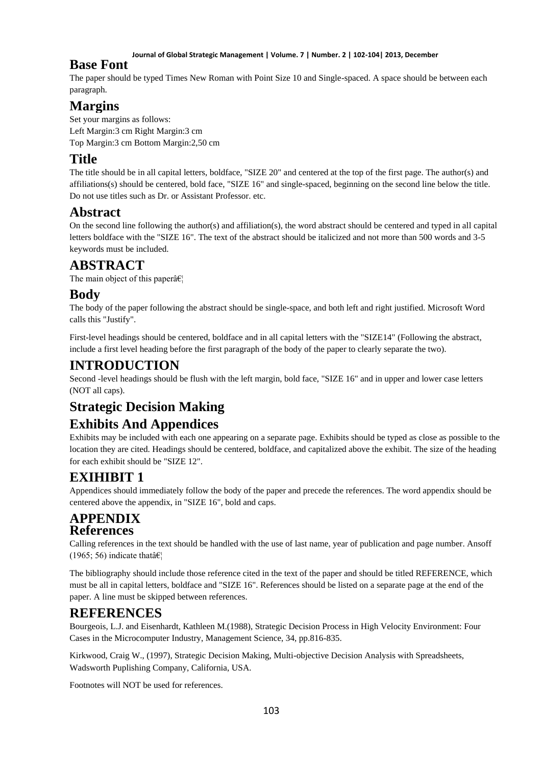## Base Font

The paper should be typed Times New Roman with Point Size 10 and Single-spaced. A space should be between each paragraph.

## Margins

Set your margins as follows:
Left Margin:3 cm Right Margin:3 cm
Top Margin:3 cm Bottom Margin:2,50 cm

## Title

The title should be in all capital letters, boldface, "SIZE 20" and centered at the top of the first page. The author(s) and affiliations(s) should be centered, bold face, "SIZE 16" and single-spaced, beginning on the second line below the title. Do not use titles such as Dr. or Assistant Professor. etc.

## Abstract

On the second line following the author(s) and affiliation(s), the word abstract should be centered and typed in all capital letters boldface with the "SIZE 16". The text of the abstract should be italicized and not more than 500 words and 3-5 keywords must be included.

## ABSTRACT

The main object of this paperâ€¦

## Body

The body of the paper following the abstract should be single-space, and both left and right justified. Microsoft Word calls this "Justify".

First-level headings should be centered, boldface and in all capital letters with the "SIZE14" (Following the abstract, include a first level heading before the first paragraph of the body of the paper to clearly separate the two).

## INTRODUCTION

Second -level headings should be flush with the left margin, bold face, "SIZE 16" and in upper and lower case letters (NOT all caps).

## Strategic Decision Making

## Exhibits And Appendices

Exhibits may be included with each one appearing on a separate page. Exhibits should be typed as close as possible to the location they are cited. Headings should be centered, boldface, and capitalized above the exhibit. The size of the heading for each exhibit should be "SIZE 12".

## EXIHIBIT 1

Appendices should immediately follow the body of the paper and precede the references. The word appendix should be centered above the appendix, in "SIZE 16", bold and caps.

## APPENDIX

## References

Calling references in the text should be handled with the use of last name, year of publication and page number. Ansoff (1965; 56) indicate thatâ€¦

The bibliography should include those reference cited in the text of the paper and should be titled REFERENCE, which must be all in capital letters, boldface and "SIZE 16". References should be listed on a separate page at the end of the paper. A line must be skipped between references.

## REFERENCES

Bourgeois, L.J. and Eisenhardt, Kathleen M.(1988), Strategic Decision Process in High Velocity Environment: Four Cases in the Microcomputer Industry, Management Science, 34, pp.816-835.

Kirkwood, Craig W., (1997), Strategic Decision Making, Multi-objective Decision Analysis with Spreadsheets, Wadsworth Puplishing Company, California, USA.

Footnotes will NOT be used for references.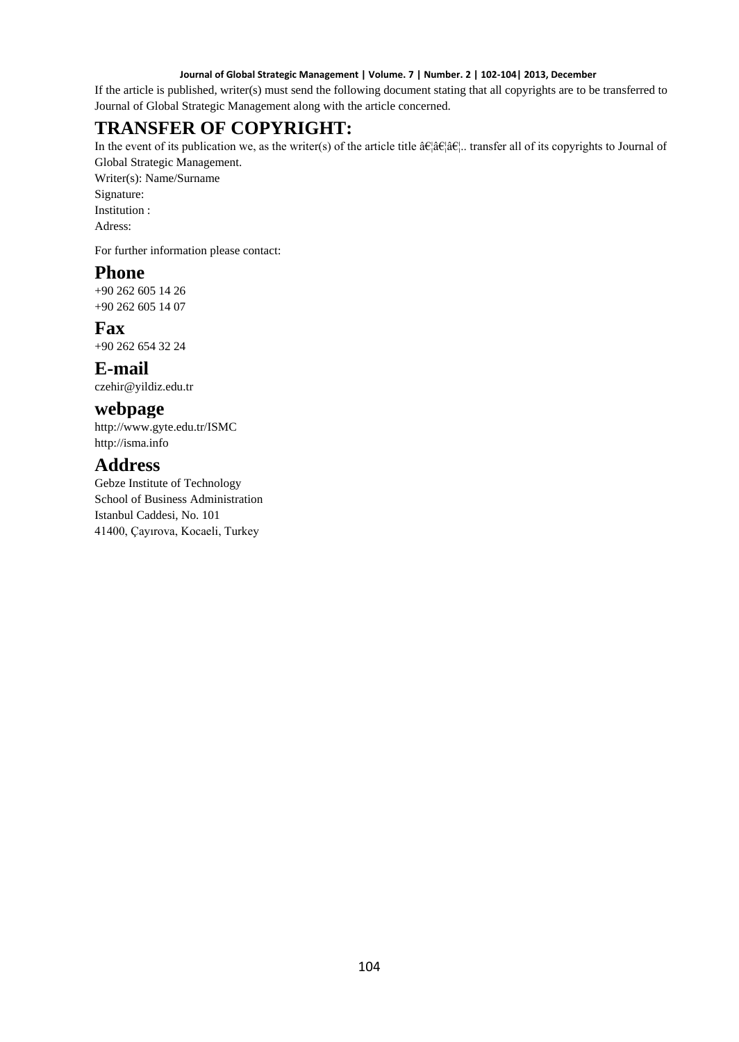If the article is published, writer(s) must send the following document stating that all copyrights are to be transferred to Journal of Global Strategic Management along with the article concerned.

# TRANSFER OF COPYRIGHT:

In the event of its publication we, as the writer(s) of the article title â€¦â€¦.. transfer all of its copyrights to Journal of Global Strategic Management.

Writer(s): Name/Surname

Signature:

Institution :

Adress:

For further information please contact:

## Phone

+90 262 605 14 26

+90 262 605 14 07

## Fax

+90 262 654 32 24

## E-mail

czehir@yildiz.edu.tr

## webpage

http://www.gyte.edu.tr/ISMC

http://isma.info

## Address

Gebze Institute of Technology

School of Business Administration

Istanbul Caddesi, No. 101

41400, Çayırova, Kocaeli, Turkey